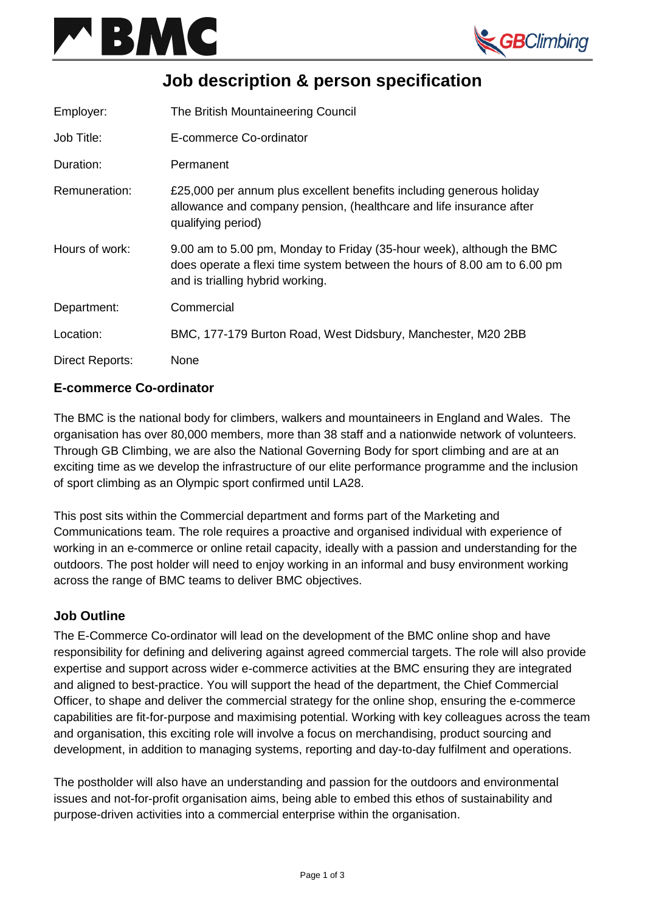# Job description & person specification

| | |
|---|---|
| Employer: | The British Mountaineering Council |
| Job Title: | E-commerce Co-ordinator |
| Duration: | Permanent |
| Remuneration: | £25,000 per annum plus excellent benefits including generous holiday allowance and company pension, (healthcare and life insurance after qualifying period) |
| Hours of work: | 9.00 am to 5.00 pm, Monday to Friday (35-hour week), although the BMC does operate a flexi time system between the hours of 8.00 am to 6.00 pm and is trialling hybrid working. |
| Department: | Commercial |
| Location: | BMC, 177-179 Burton Road, West Didsbury, Manchester, M20 2BB |
| Direct Reports: | None |

### E-commerce Co-ordinator

The BMC is the national body for climbers, walkers and mountaineers in England and Wales. The organisation has over 80,000 members, more than 38 staff and a nationwide network of volunteers. Through GB Climbing, we are also the National Governing Body for sport climbing and are at an exciting time as we develop the infrastructure of our elite performance programme and the inclusion of sport climbing as an Olympic sport confirmed until LA28.

This post sits within the Commercial department and forms part of the Marketing and Communications team. The role requires a proactive and organised individual with experience of working in an e-commerce or online retail capacity, ideally with a passion and understanding for the outdoors. The post holder will need to enjoy working in an informal and busy environment working across the range of BMC teams to deliver BMC objectives.

### Job Outline

The E-Commerce Co-ordinator will lead on the development of the BMC online shop and have responsibility for defining and delivering against agreed commercial targets. The role will also provide expertise and support across wider e-commerce activities at the BMC ensuring they are integrated and aligned to best-practice. You will support the head of the department, the Chief Commercial Officer, to shape and deliver the commercial strategy for the online shop, ensuring the e-commerce capabilities are fit-for-purpose and maximising potential. Working with key colleagues across the team and organisation, this exciting role will involve a focus on merchandising, product sourcing and development, in addition to managing systems, reporting and day-to-day fulfilment and operations.

The postholder will also have an understanding and passion for the outdoors and environmental issues and not-for-profit organisation aims, being able to embed this ethos of sustainability and purpose-driven activities into a commercial enterprise within the organisation.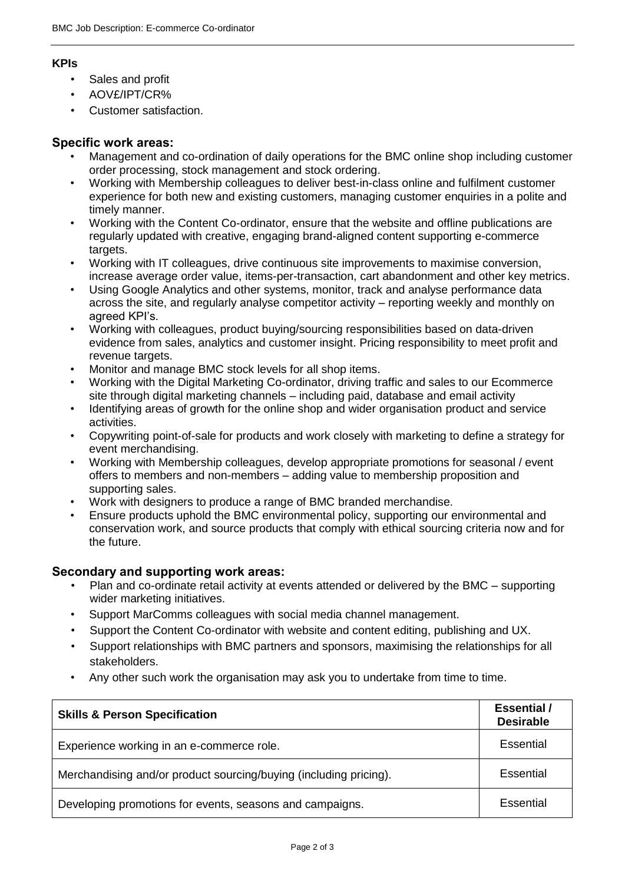**KPIs**

- Sales and profit
- AOV£/IPT/CR%
- Customer satisfaction.

## Specific work areas:

- Management and co-ordination of daily operations for the BMC online shop including customer order processing, stock management and stock ordering.
- Working with Membership colleagues to deliver best-in-class online and fulfilment customer experience for both new and existing customers, managing customer enquiries in a polite and timely manner.
- Working with the Content Co-ordinator, ensure that the website and offline publications are regularly updated with creative, engaging brand-aligned content supporting e-commerce targets.
- Working with IT colleagues, drive continuous site improvements to maximise conversion, increase average order value, items-per-transaction, cart abandonment and other key metrics.
- Using Google Analytics and other systems, monitor, track and analyse performance data across the site, and regularly analyse competitor activity – reporting weekly and monthly on agreed KPI's.
- Working with colleagues, product buying/sourcing responsibilities based on data-driven evidence from sales, analytics and customer insight. Pricing responsibility to meet profit and revenue targets.
- Monitor and manage BMC stock levels for all shop items.
- Working with the Digital Marketing Co-ordinator, driving traffic and sales to our Ecommerce site through digital marketing channels – including paid, database and email activity
- Identifying areas of growth for the online shop and wider organisation product and service activities.
- Copywriting point-of-sale for products and work closely with marketing to define a strategy for event merchandising.
- Working with Membership colleagues, develop appropriate promotions for seasonal / event offers to members and non-members – adding value to membership proposition and supporting sales.
- Work with designers to produce a range of BMC branded merchandise.
- Ensure products uphold the BMC environmental policy, supporting our environmental and conservation work, and source products that comply with ethical sourcing criteria now and for the future.

## Secondary and supporting work areas:

- Plan and co-ordinate retail activity at events attended or delivered by the BMC – supporting wider marketing initiatives.
- Support MarComms colleagues with social media channel management.
- Support the Content Co-ordinator with website and content editing, publishing and UX.
- Support relationships with BMC partners and sponsors, maximising the relationships for all stakeholders.
- Any other such work the organisation may ask you to undertake from time to time.

| **Skills & Person Specification** | **Essential / Desirable** |
|---|---|
| Experience working in an e-commerce role. | Essential |
| Merchandising and/or product sourcing/buying (including pricing). | Essential |
| Developing promotions for events, seasons and campaigns. | Essential |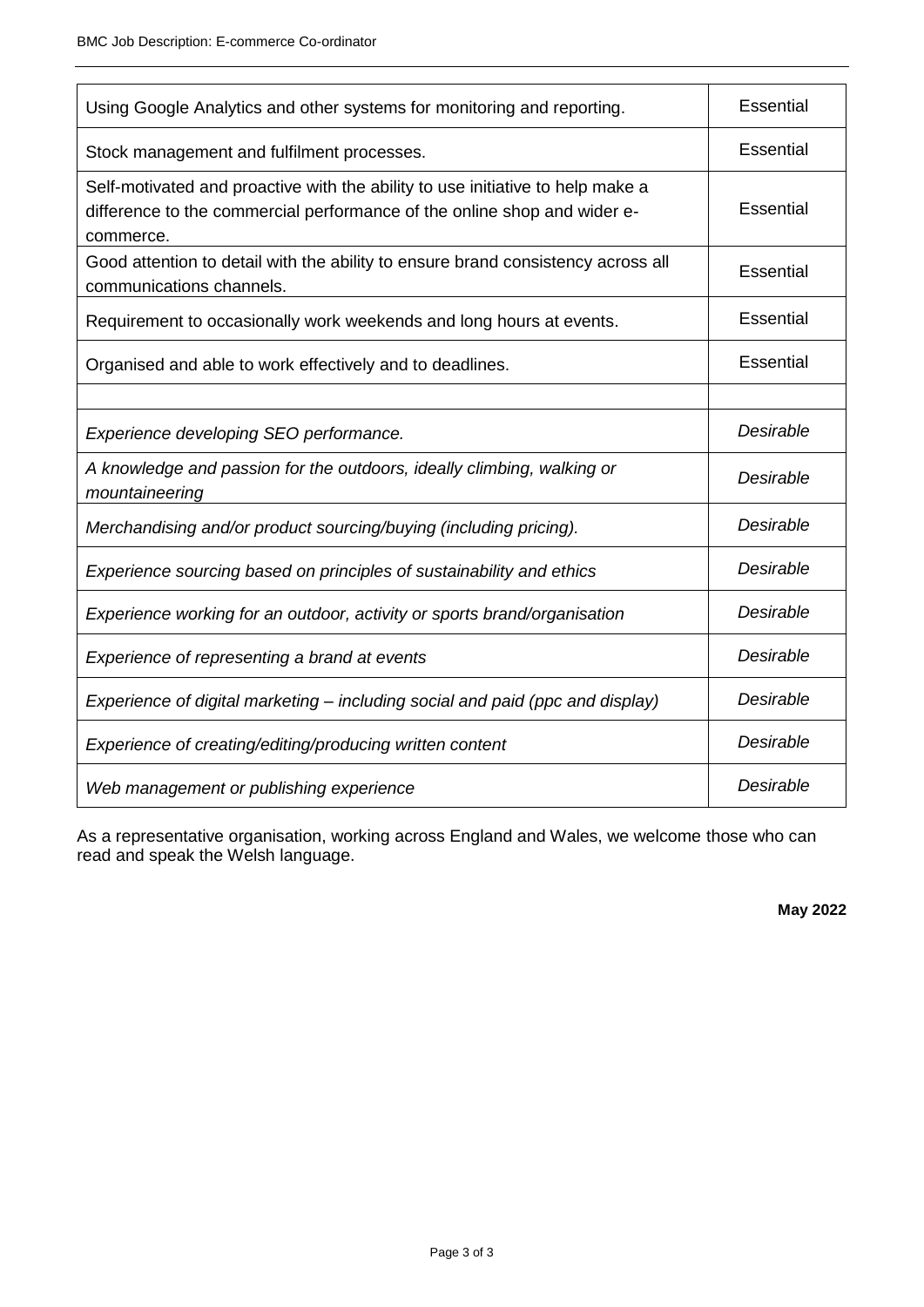| | |
|---|---|
| Using Google Analytics and other systems for monitoring and reporting. | Essential |
| Stock management and fulfilment processes. | Essential |
| Self-motivated and proactive with the ability to use initiative to help make a difference to the commercial performance of the online shop and wider e-commerce. | Essential |
| Good attention to detail with the ability to ensure brand consistency across all communications channels. | Essential |
| Requirement to occasionally work weekends and long hours at events. | Essential |
| Organised and able to work effectively and to deadlines. | Essential |
| | |
| *Experience developing SEO performance.* | *Desirable* |
| *A knowledge and passion for the outdoors, ideally climbing, walking or mountaineering* | *Desirable* |
| *Merchandising and/or product sourcing/buying (including pricing).* | *Desirable* |
| *Experience sourcing based on principles of sustainability and ethics* | *Desirable* |
| *Experience working for an outdoor, activity or sports brand/organisation* | *Desirable* |
| *Experience of representing a brand at events* | *Desirable* |
| *Experience of digital marketing – including social and paid (ppc and display)* | *Desirable* |
| *Experience of creating/editing/producing written content* | *Desirable* |
| *Web management or publishing experience* | *Desirable* |

As a representative organisation, working across England and Wales, we welcome those who can read and speak the Welsh language.

**May 2022**